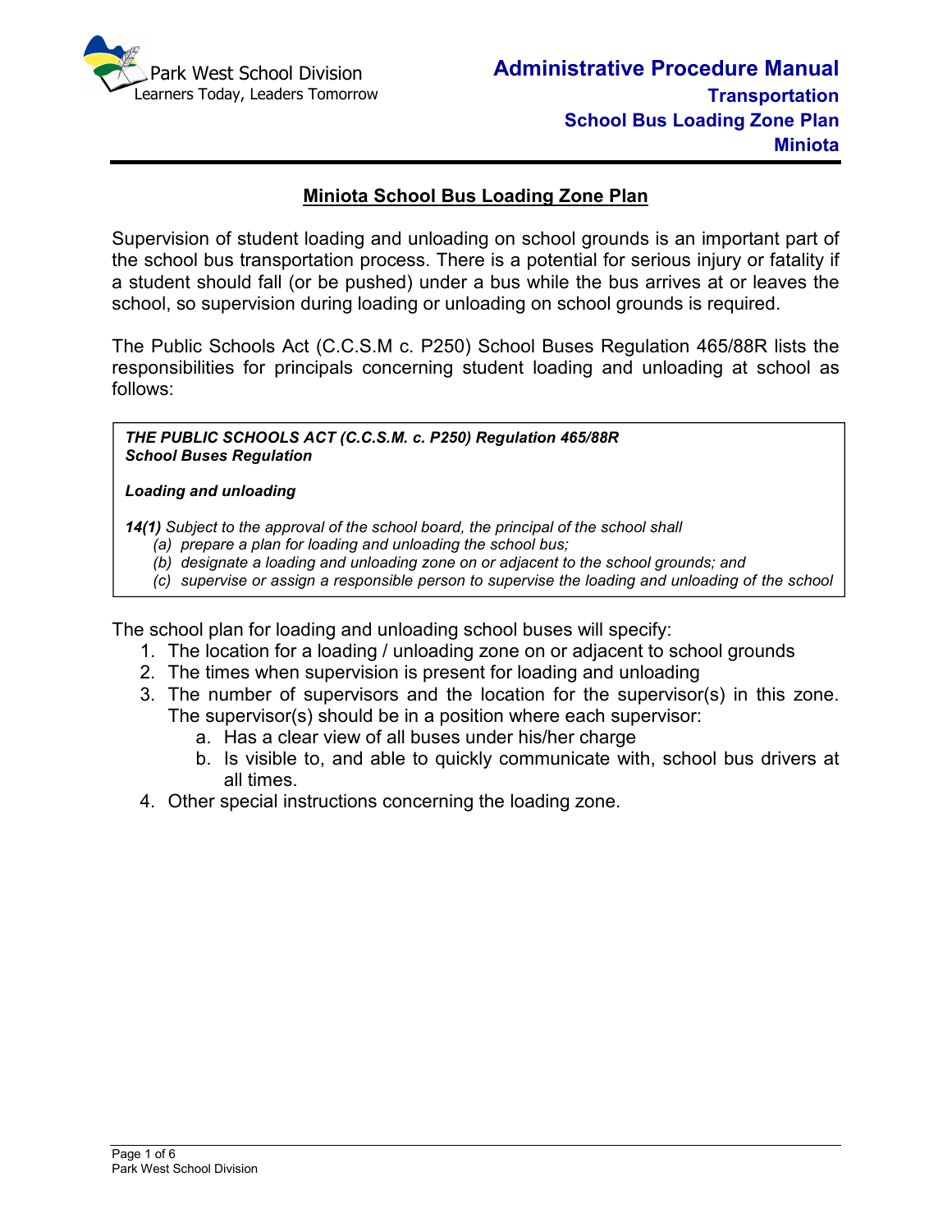Park West School Division
Learners Today, Leaders Tomorrow

# Administrative Procedure Manual
## Transportation
## School Bus Loading Zone Plan
## Miniota

### Miniota School Bus Loading Zone Plan

Supervision of student loading and unloading on school grounds is an important part of the school bus transportation process. There is a potential for serious injury or fatality if a student should fall (or be pushed) under a bus while the bus arrives at or leaves the school, so supervision during loading or unloading on school grounds is required.

The Public Schools Act (C.C.S.M c. P250) School Buses Regulation 465/88R lists the responsibilities for principals concerning student loading and unloading at school as follows:

> ***THE PUBLIC SCHOOLS ACT (C.C.S.M. c. P250) Regulation 465/88R***
> ***School Buses Regulation***
>
> ***Loading and unloading***
>
> ***14(1)*** *Subject to the approval of the school board, the principal of the school shall*
> - *(a) prepare a plan for loading and unloading the school bus;*
> - *(b) designate a loading and unloading zone on or adjacent to the school grounds; and*
> - *(c) supervise or assign a responsible person to supervise the loading and unloading of the school*

The school plan for loading and unloading school buses will specify:

1. The location for a loading / unloading zone on or adjacent to school grounds
2. The times when supervision is present for loading and unloading
3. The number of supervisors and the location for the supervisor(s) in this zone. The supervisor(s) should be in a position where each supervisor:
    a. Has a clear view of all buses under his/her charge
    b. Is visible to, and able to quickly communicate with, school bus drivers at all times.
4. Other special instructions concerning the loading zone.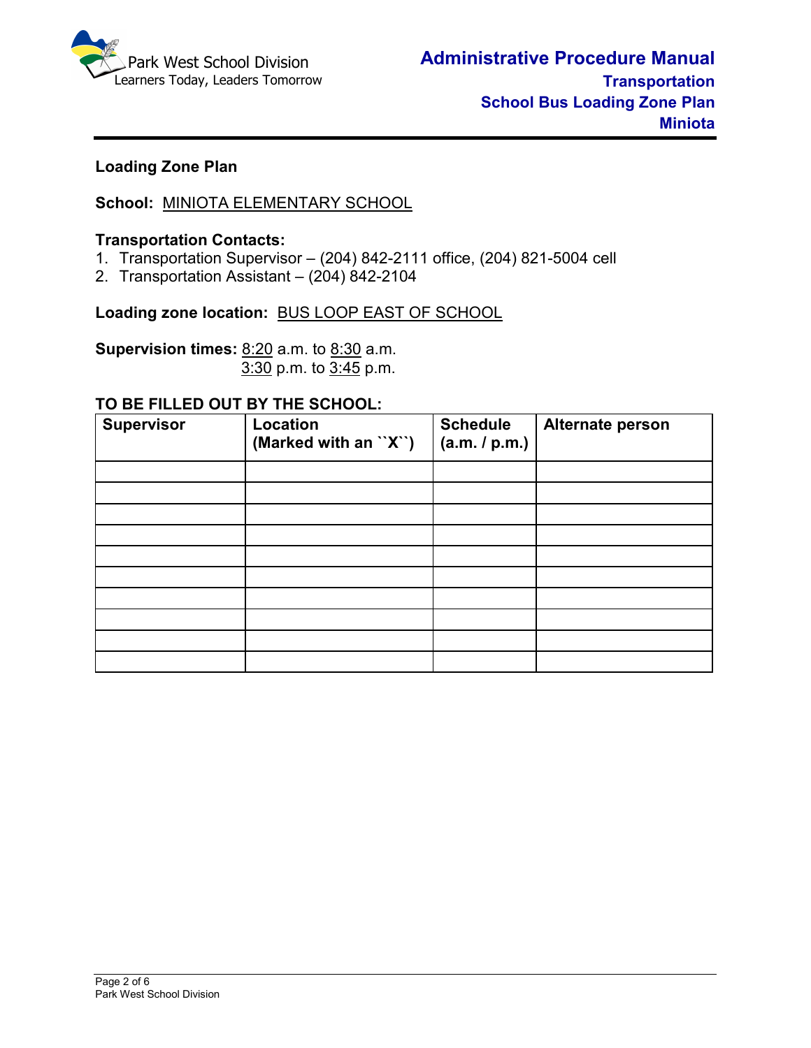## Loading Zone Plan

**School:** MINIOTA ELEMENTARY SCHOOL

**Transportation Contacts:**

1. Transportation Supervisor – (204) 842-2111 office, (204) 821-5004 cell
2. Transportation Assistant – (204) 842-2104

**Loading zone location:** BUS LOOP EAST OF SCHOOL

**Supervision times:** 8:20 a.m. to 8:30 a.m.
3:30 p.m. to 3:45 p.m.

**TO BE FILLED OUT BY THE SCHOOL:**

| Supervisor | Location (Marked with an ``X``) | Schedule (a.m. / p.m.) | Alternate person |
|---|---|---|---|
| | | | |
| | | | |
| | | | |
| | | | |
| | | | |
| | | | |
| | | | |
| | | | |
| | | | |
| | | | |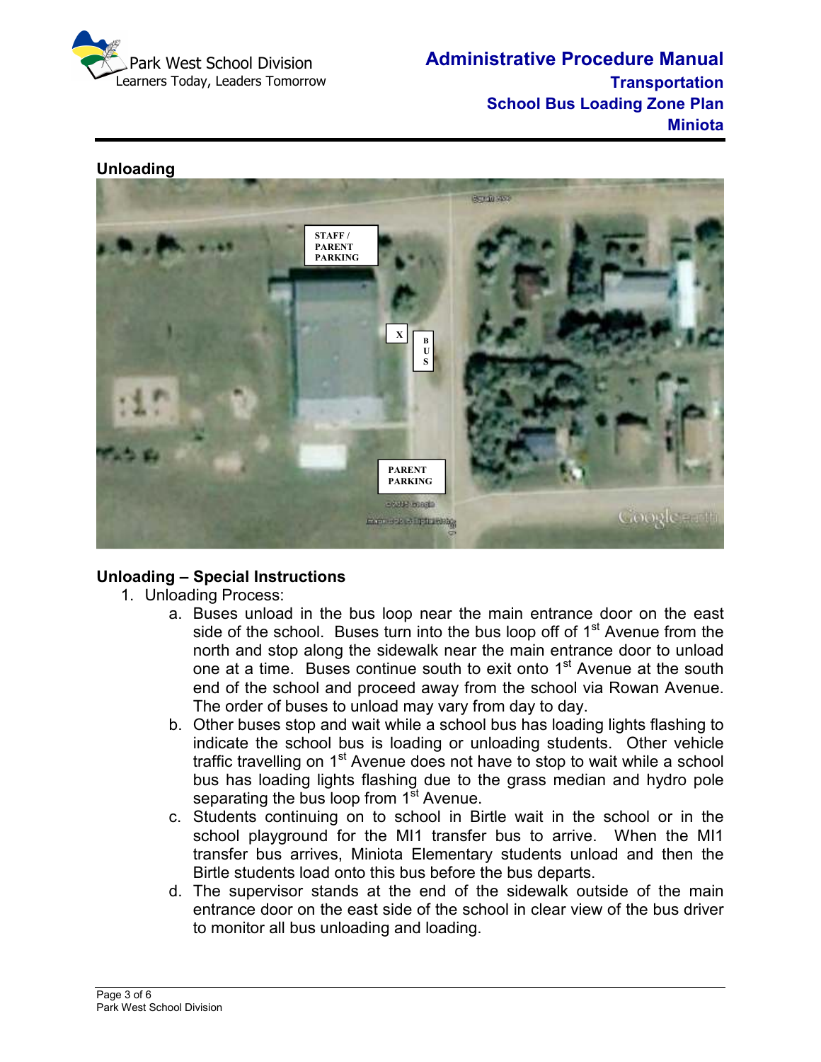## Unloading

STAFF / PARENT PARKING

X

BUS

PARENT PARKING

## Unloading – Special Instructions

1. Unloading Process:
   a. Buses unload in the bus loop near the main entrance door on the east side of the school. Buses turn into the bus loop off of 1st Avenue from the north and stop along the sidewalk near the main entrance door to unload one at a time. Buses continue south to exit onto 1st Avenue at the south end of the school and proceed away from the school via Rowan Avenue. The order of buses to unload may vary from day to day.
   b. Other buses stop and wait while a school bus has loading lights flashing to indicate the school bus is loading or unloading students. Other vehicle traffic travelling on 1st Avenue does not have to stop to wait while a school bus has loading lights flashing due to the grass median and hydro pole separating the bus loop from 1st Avenue.
   c. Students continuing on to school in Birtle wait in the school or in the school playground for the MI1 transfer bus to arrive. When the MI1 transfer bus arrives, Miniota Elementary students unload and then the Birtle students load onto this bus before the bus departs.
   d. The supervisor stands at the end of the sidewalk outside of the main entrance door on the east side of the school in clear view of the bus driver to monitor all bus unloading and loading.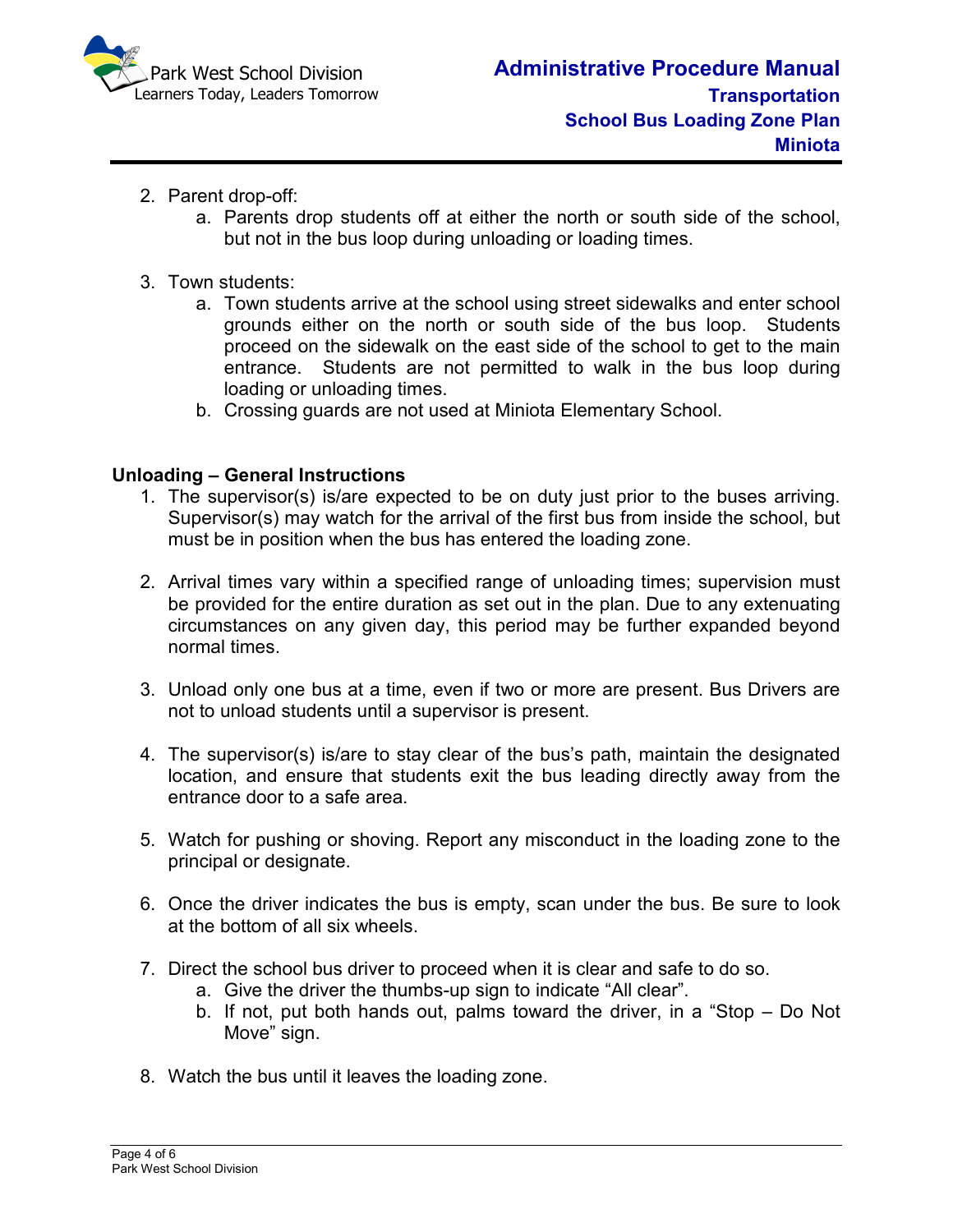2. Parent drop-off:
   a. Parents drop students off at either the north or south side of the school, but not in the bus loop during unloading or loading times.

3. Town students:
   a. Town students arrive at the school using street sidewalks and enter school grounds either on the north or south side of the bus loop. Students proceed on the sidewalk on the east side of the school to get to the main entrance. Students are not permitted to walk in the bus loop during loading or unloading times.
   b. Crossing guards are not used at Miniota Elementary School.

**Unloading – General Instructions**

1. The supervisor(s) is/are expected to be on duty just prior to the buses arriving. Supervisor(s) may watch for the arrival of the first bus from inside the school, but must be in position when the bus has entered the loading zone.

2. Arrival times vary within a specified range of unloading times; supervision must be provided for the entire duration as set out in the plan. Due to any extenuating circumstances on any given day, this period may be further expanded beyond normal times.

3. Unload only one bus at a time, even if two or more are present. Bus Drivers are not to unload students until a supervisor is present.

4. The supervisor(s) is/are to stay clear of the bus's path, maintain the designated location, and ensure that students exit the bus leading directly away from the entrance door to a safe area.

5. Watch for pushing or shoving. Report any misconduct in the loading zone to the principal or designate.

6. Once the driver indicates the bus is empty, scan under the bus. Be sure to look at the bottom of all six wheels.

7. Direct the school bus driver to proceed when it is clear and safe to do so.
   a. Give the driver the thumbs-up sign to indicate "All clear".
   b. If not, put both hands out, palms toward the driver, in a "Stop – Do Not Move" sign.

8. Watch the bus until it leaves the loading zone.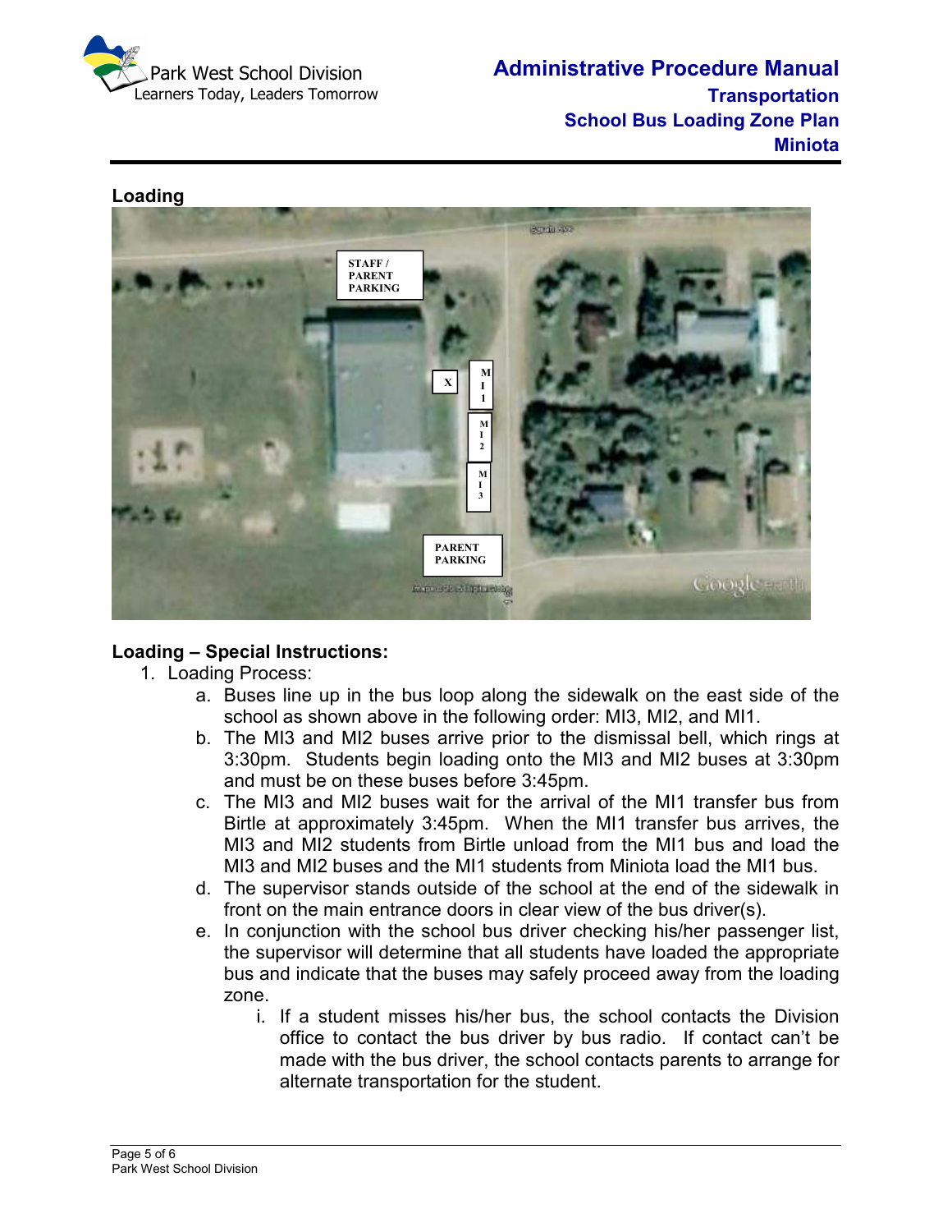**Loading**

**Loading – Special Instructions:**

1. Loading Process:
   a. Buses line up in the bus loop along the sidewalk on the east side of the school as shown above in the following order: MI3, MI2, and MI1.
   b. The MI3 and MI2 buses arrive prior to the dismissal bell, which rings at 3:30pm. Students begin loading onto the MI3 and MI2 buses at 3:30pm and must be on these buses before 3:45pm.
   c. The MI3 and MI2 buses wait for the arrival of the MI1 transfer bus from Birtle at approximately 3:45pm. When the MI1 transfer bus arrives, the MI3 and MI2 students from Birtle unload from the MI1 bus and load the MI3 and MI2 buses and the MI1 students from Miniota load the MI1 bus.
   d. The supervisor stands outside of the school at the end of the sidewalk in front on the main entrance doors in clear view of the bus driver(s).
   e. In conjunction with the school bus driver checking his/her passenger list, the supervisor will determine that all students have loaded the appropriate bus and indicate that the buses may safely proceed away from the loading zone.
      i. If a student misses his/her bus, the school contacts the Division office to contact the bus driver by bus radio. If contact can't be made with the bus driver, the school contacts parents to arrange for alternate transportation for the student.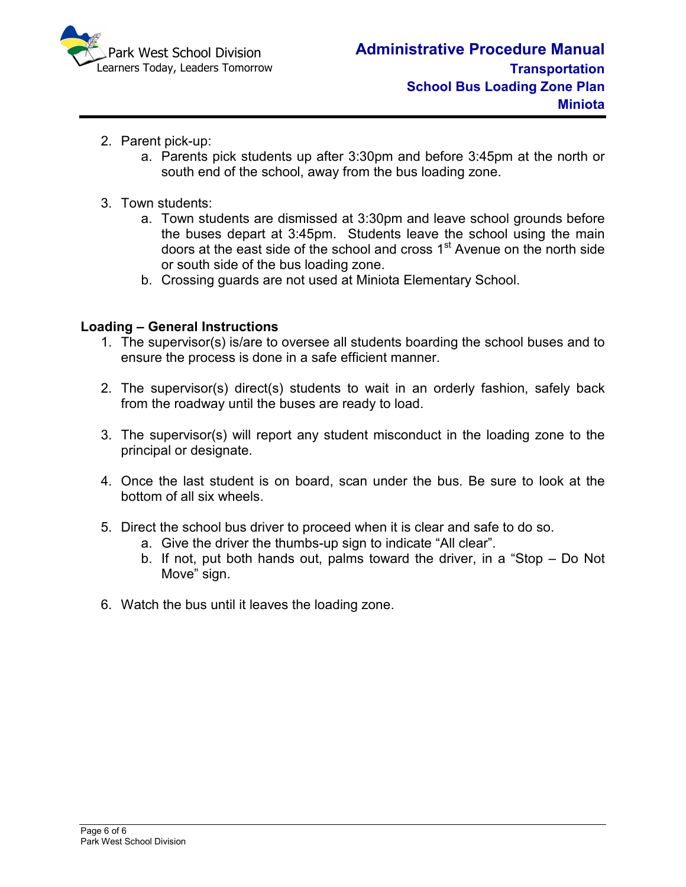2. Parent pick-up:
    a. Parents pick students up after 3:30pm and before 3:45pm at the north or south end of the school, away from the bus loading zone.

3. Town students:
    a. Town students are dismissed at 3:30pm and leave school grounds before the buses depart at 3:45pm. Students leave the school using the main doors at the east side of the school and cross 1st Avenue on the north side or south side of the bus loading zone.
    b. Crossing guards are not used at Miniota Elementary School.

**Loading – General Instructions**

1. The supervisor(s) is/are to oversee all students boarding the school buses and to ensure the process is done in a safe efficient manner.

2. The supervisor(s) direct(s) students to wait in an orderly fashion, safely back from the roadway until the buses are ready to load.

3. The supervisor(s) will report any student misconduct in the loading zone to the principal or designate.

4. Once the last student is on board, scan under the bus. Be sure to look at the bottom of all six wheels.

5. Direct the school bus driver to proceed when it is clear and safe to do so.
    a. Give the driver the thumbs-up sign to indicate "All clear".
    b. If not, put both hands out, palms toward the driver, in a "Stop – Do Not Move" sign.

6. Watch the bus until it leaves the loading zone.